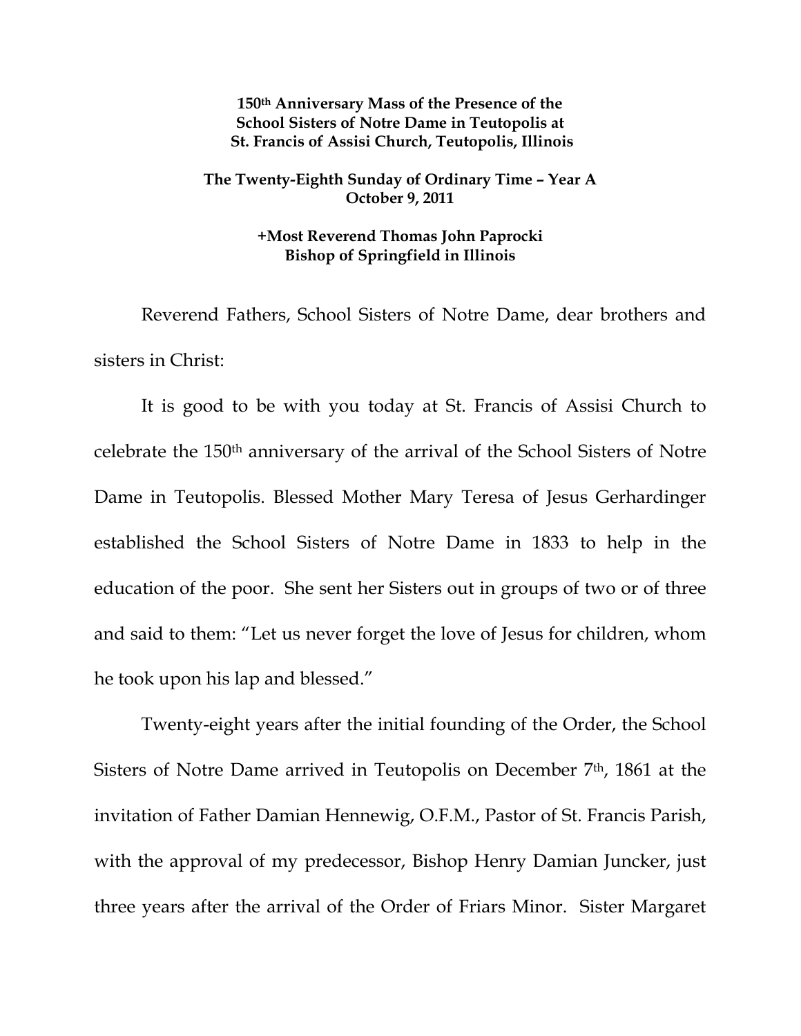**150th Anniversary Mass of the Presence of the School Sisters of Notre Dame in Teutopolis at St. Francis of Assisi Church, Teutopolis, Illinois**

**The Twenty-Eighth Sunday of Ordinary Time – Year A**
**October 9, 2011**

**+Most Reverend Thomas John Paprocki**
**Bishop of Springfield in Illinois**

Reverend Fathers, School Sisters of Notre Dame, dear brothers and sisters in Christ:

It is good to be with you today at St. Francis of Assisi Church to celebrate the 150th anniversary of the arrival of the School Sisters of Notre Dame in Teutopolis. Blessed Mother Mary Teresa of Jesus Gerhardinger established the School Sisters of Notre Dame in 1833 to help in the education of the poor. She sent her Sisters out in groups of two or of three and said to them: "Let us never forget the love of Jesus for children, whom he took upon his lap and blessed."

Twenty-eight years after the initial founding of the Order, the School Sisters of Notre Dame arrived in Teutopolis on December 7th, 1861 at the invitation of Father Damian Hennewig, O.F.M., Pastor of St. Francis Parish, with the approval of my predecessor, Bishop Henry Damian Juncker, just three years after the arrival of the Order of Friars Minor. Sister Margaret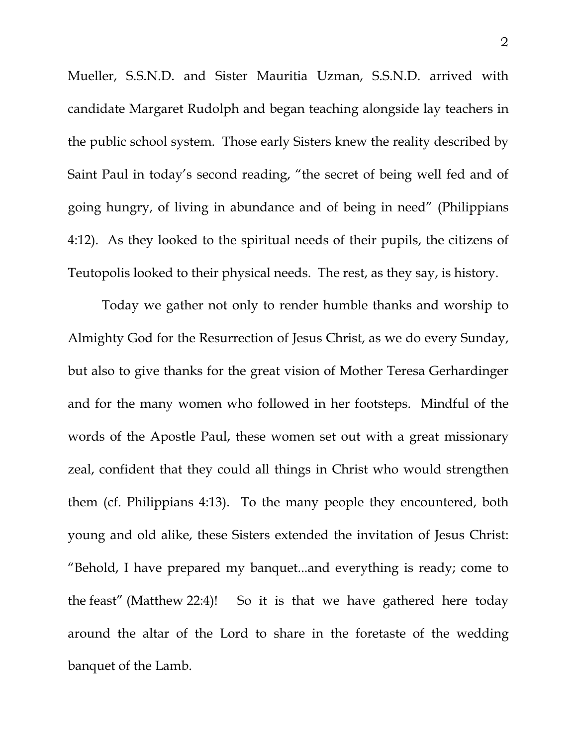Mueller, S.S.N.D. and Sister Mauritia Uzman, S.S.N.D. arrived with candidate Margaret Rudolph and began teaching alongside lay teachers in the public school system. Those early Sisters knew the reality described by Saint Paul in today's second reading, "the secret of being well fed and of going hungry, of living in abundance and of being in need" (Philippians 4:12). As they looked to the spiritual needs of their pupils, the citizens of Teutopolis looked to their physical needs. The rest, as they say, is history.

Today we gather not only to render humble thanks and worship to Almighty God for the Resurrection of Jesus Christ, as we do every Sunday, but also to give thanks for the great vision of Mother Teresa Gerhardinger and for the many women who followed in her footsteps. Mindful of the words of the Apostle Paul, these women set out with a great missionary zeal, confident that they could all things in Christ who would strengthen them (cf. Philippians 4:13). To the many people they encountered, both young and old alike, these Sisters extended the invitation of Jesus Christ: "Behold, I have prepared my banquet...and everything is ready; come to the feast" (Matthew 22:4)! So it is that we have gathered here today around the altar of the Lord to share in the foretaste of the wedding banquet of the Lamb.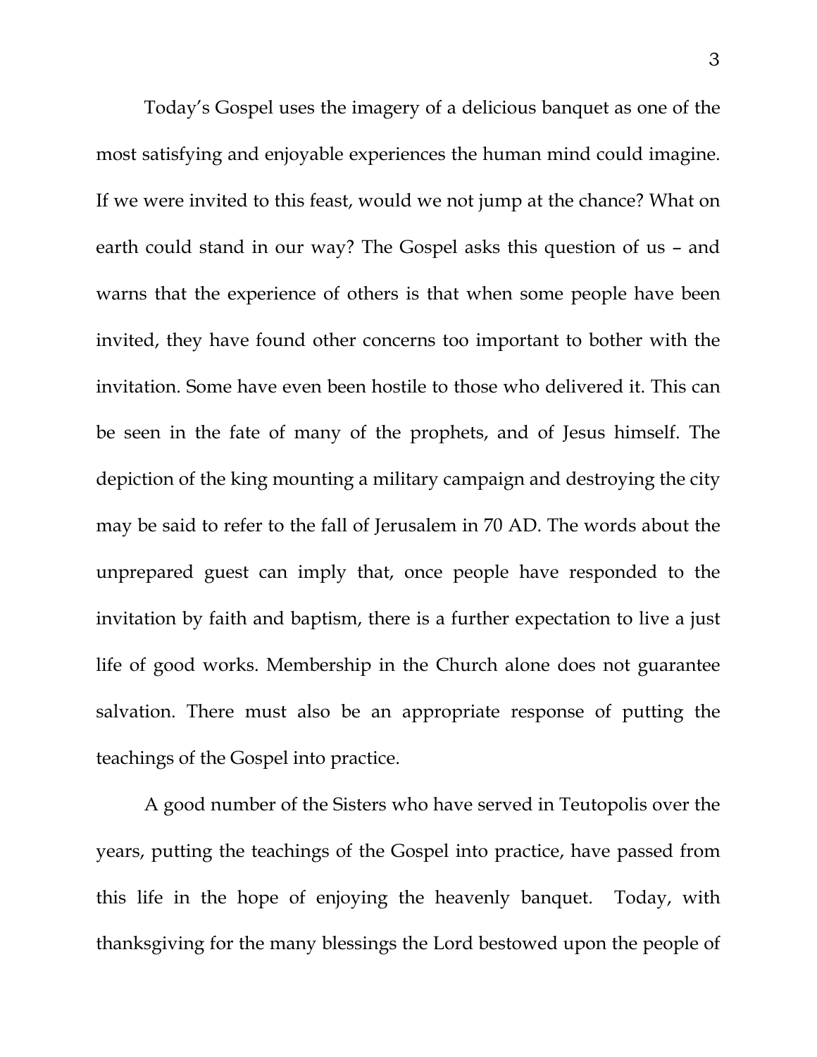Today's Gospel uses the imagery of a delicious banquet as one of the most satisfying and enjoyable experiences the human mind could imagine. If we were invited to this feast, would we not jump at the chance? What on earth could stand in our way? The Gospel asks this question of us – and warns that the experience of others is that when some people have been invited, they have found other concerns too important to bother with the invitation. Some have even been hostile to those who delivered it. This can be seen in the fate of many of the prophets, and of Jesus himself. The depiction of the king mounting a military campaign and destroying the city may be said to refer to the fall of Jerusalem in 70 AD. The words about the unprepared guest can imply that, once people have responded to the invitation by faith and baptism, there is a further expectation to live a just life of good works. Membership in the Church alone does not guarantee salvation. There must also be an appropriate response of putting the teachings of the Gospel into practice.

A good number of the Sisters who have served in Teutopolis over the years, putting the teachings of the Gospel into practice, have passed from this life in the hope of enjoying the heavenly banquet. Today, with thanksgiving for the many blessings the Lord bestowed upon the people of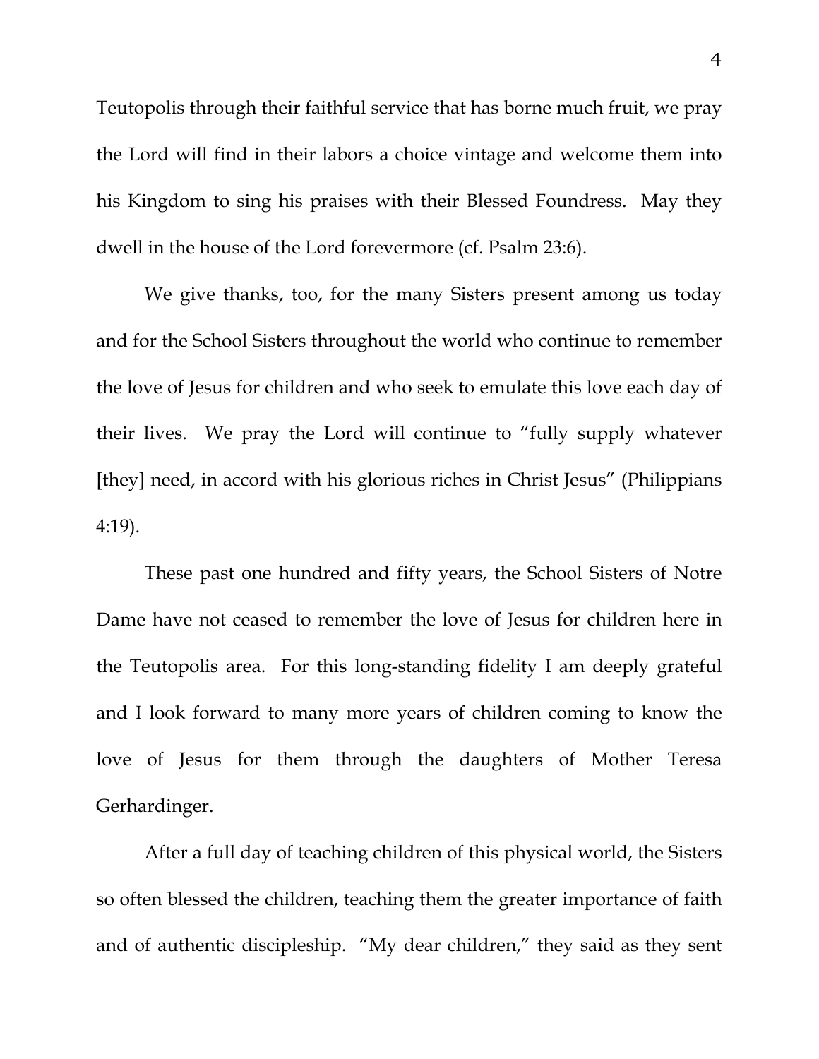Teutopolis through their faithful service that has borne much fruit, we pray the Lord will find in their labors a choice vintage and welcome them into his Kingdom to sing his praises with their Blessed Foundress. May they dwell in the house of the Lord forevermore (cf. Psalm 23:6).

We give thanks, too, for the many Sisters present among us today and for the School Sisters throughout the world who continue to remember the love of Jesus for children and who seek to emulate this love each day of their lives. We pray the Lord will continue to "fully supply whatever [they] need, in accord with his glorious riches in Christ Jesus" (Philippians 4:19).

These past one hundred and fifty years, the School Sisters of Notre Dame have not ceased to remember the love of Jesus for children here in the Teutopolis area. For this long-standing fidelity I am deeply grateful and I look forward to many more years of children coming to know the love of Jesus for them through the daughters of Mother Teresa Gerhardinger.

After a full day of teaching children of this physical world, the Sisters so often blessed the children, teaching them the greater importance of faith and of authentic discipleship. "My dear children," they said as they sent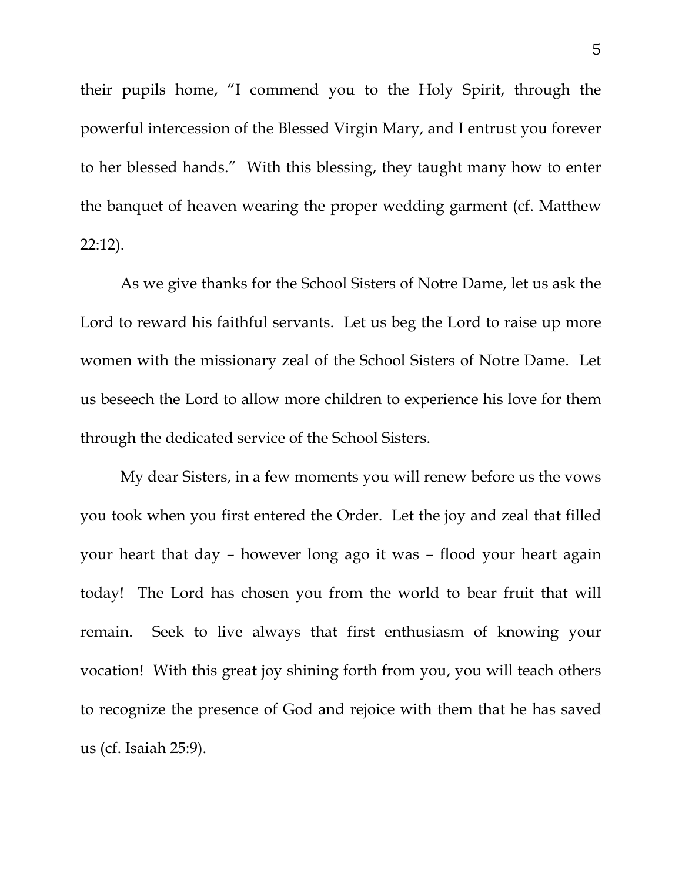their pupils home, "I commend you to the Holy Spirit, through the powerful intercession of the Blessed Virgin Mary, and I entrust you forever to her blessed hands." With this blessing, they taught many how to enter the banquet of heaven wearing the proper wedding garment (cf. Matthew 22:12).

As we give thanks for the School Sisters of Notre Dame, let us ask the Lord to reward his faithful servants. Let us beg the Lord to raise up more women with the missionary zeal of the School Sisters of Notre Dame. Let us beseech the Lord to allow more children to experience his love for them through the dedicated service of the School Sisters.

My dear Sisters, in a few moments you will renew before us the vows you took when you first entered the Order. Let the joy and zeal that filled your heart that day – however long ago it was – flood your heart again today! The Lord has chosen you from the world to bear fruit that will remain. Seek to live always that first enthusiasm of knowing your vocation! With this great joy shining forth from you, you will teach others to recognize the presence of God and rejoice with them that he has saved us (cf. Isaiah 25:9).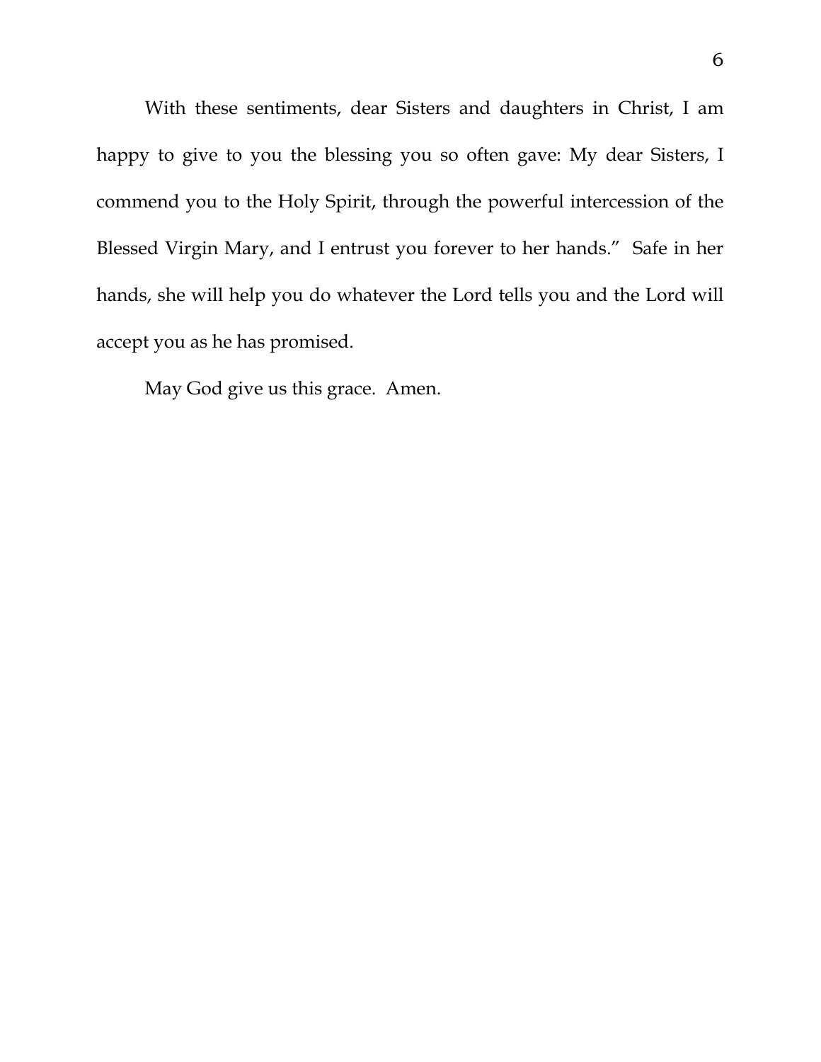With these sentiments, dear Sisters and daughters in Christ, I am happy to give to you the blessing you so often gave: My dear Sisters, I commend you to the Holy Spirit, through the powerful intercession of the Blessed Virgin Mary, and I entrust you forever to her hands." Safe in her hands, she will help you do whatever the Lord tells you and the Lord will accept you as he has promised.

May God give us this grace. Amen.